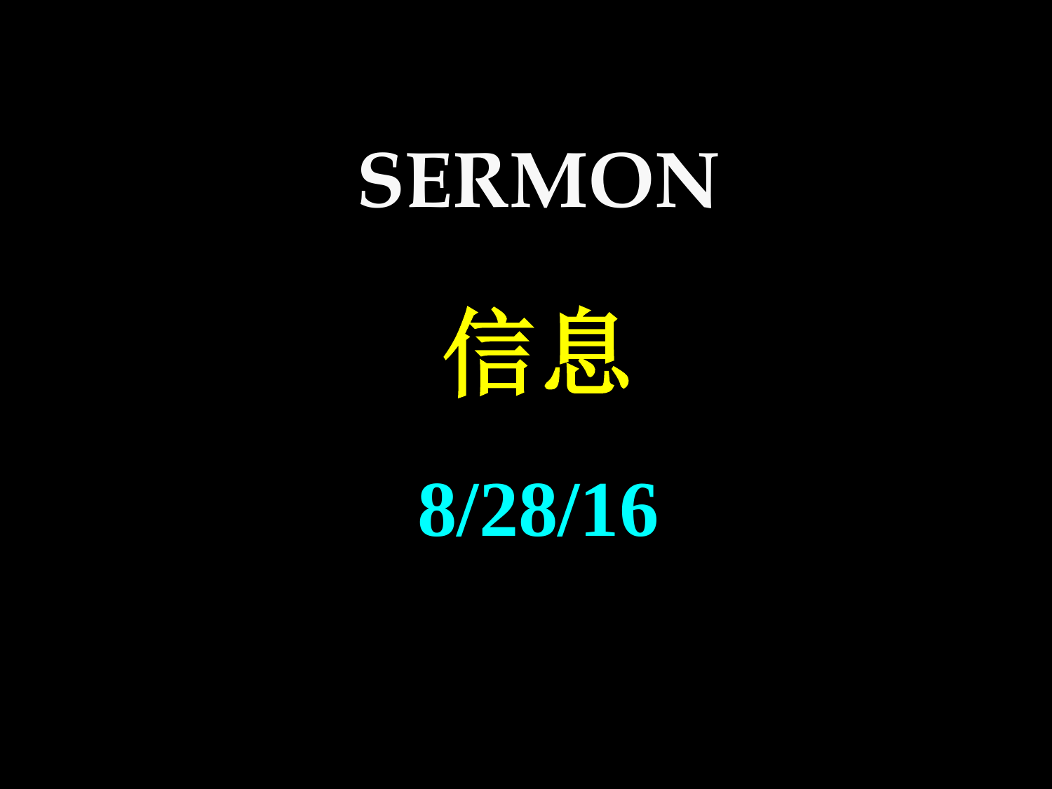# SERMON

# 信息

**8/28/16**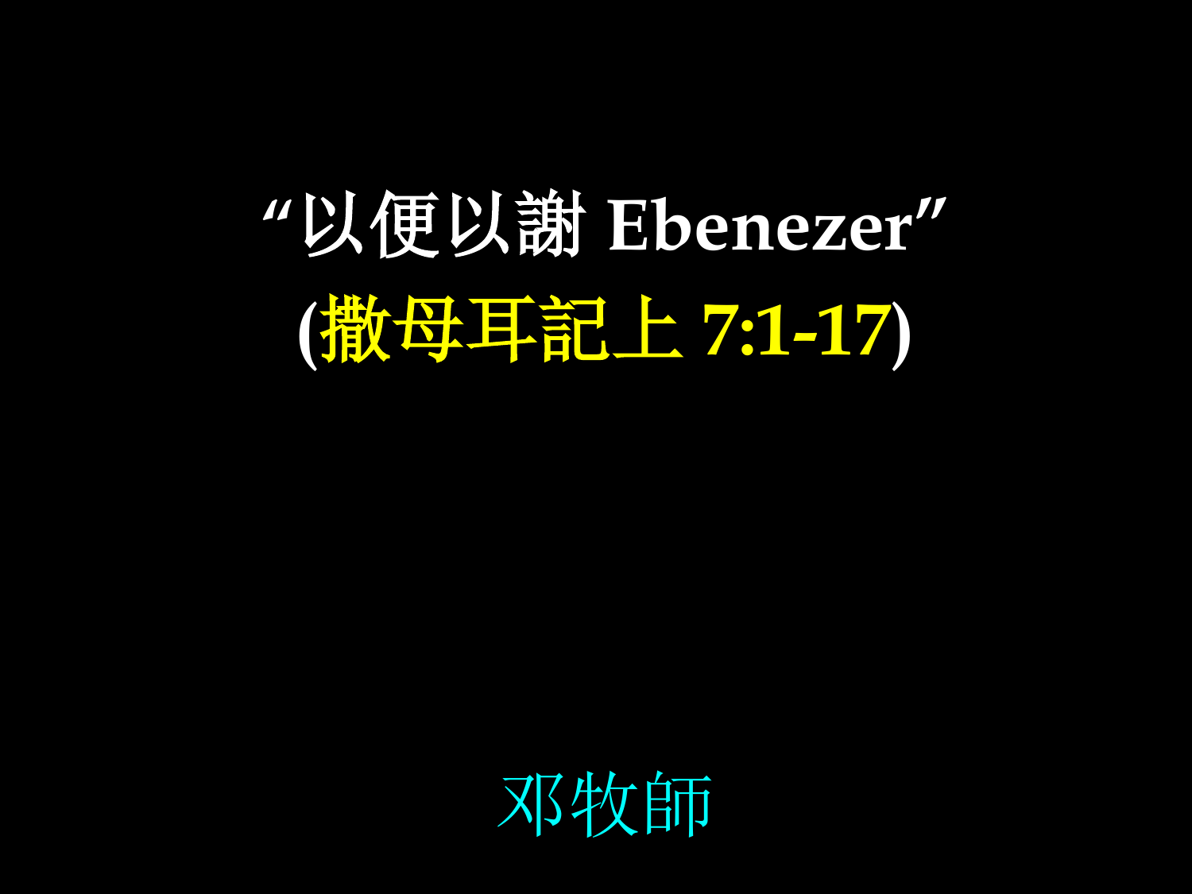# “以便以謝 Ebenezer”

## (撒母耳記上 7:1-17)

邓牧師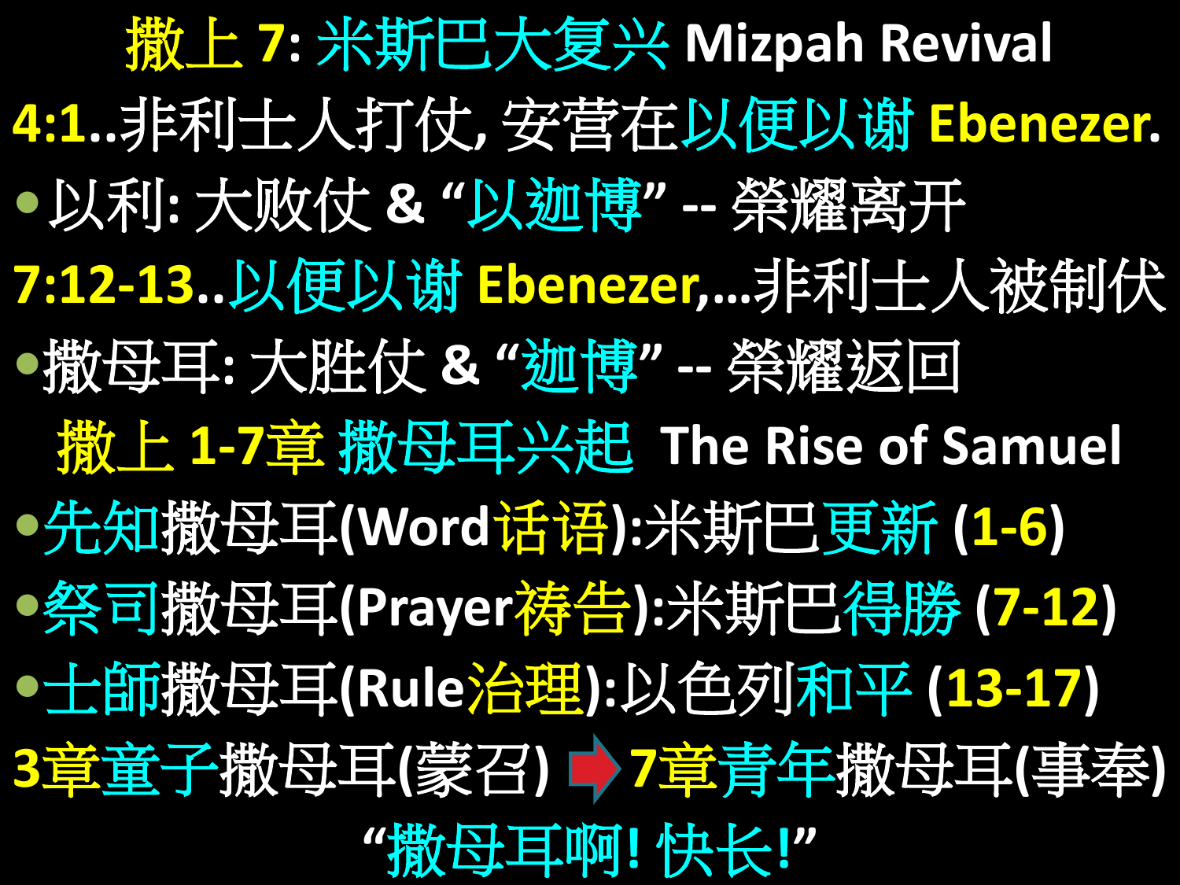# 撒上 7: 米斯巴大复兴 Mizpah Revival

4:1..非利士人打仗, 安营在以便以谢 Ebenezer.

- 以利: 大败仗 & "以迦博" -- 榮耀离开

7:12-13..以便以谢 Ebenezer,...非利士人被制伏

- 撒母耳: 大胜仗 & "迦博" -- 榮耀返回

## 撒上 1-7章 撒母耳兴起 The Rise of Samuel

- 先知撒母耳(Word话语):米斯巴更新 (1-6)
- 祭司撒母耳(Prayer祷告):米斯巴得勝 (7-12)
- 士師撒母耳(Rule治理):以色列和平 (13-17)

3章童子撒母耳(蒙召) ➡ 7章青年撒母耳(事奉)

"撒母耳啊! 快长!"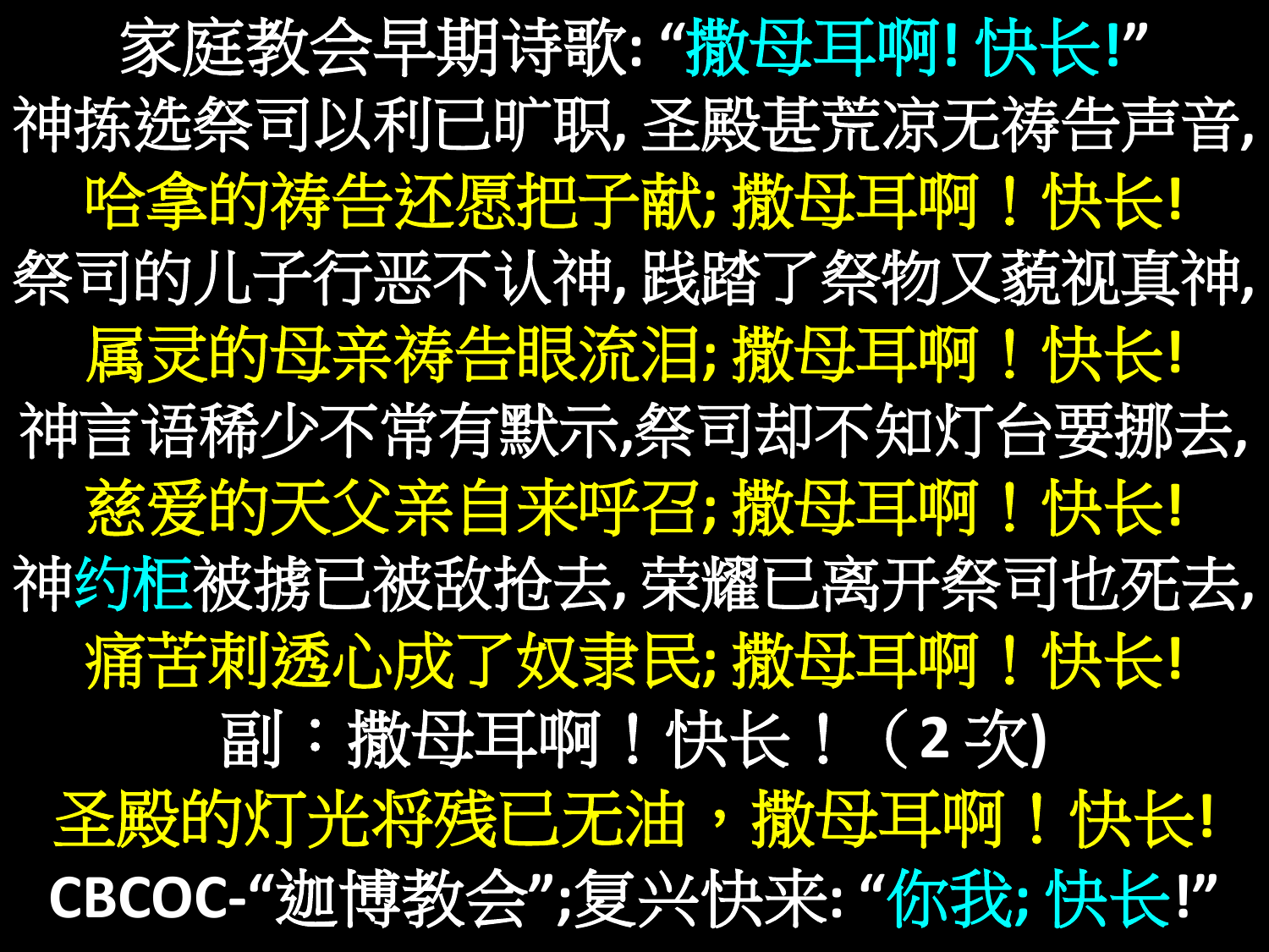家庭教会早期诗歌: “撒母耳啊! 快长!”

神拣选祭司以利已旷职, 圣殿甚荒凉无祷告声音,

哈拿的祷告还愿把子献; 撒母耳啊！快长!

祭司的儿子行恶不认神, 践踏了祭物又藐视真神,

属灵的母亲祷告眼流泪; 撒母耳啊！快长!

神言语稀少不常有默示,祭司却不知灯台要挪去,

慈爱的天父亲自来呼召; 撒母耳啊！快长!

神约柜被掳已被敌抢去, 荣耀已离开祭司也死去,

痛苦刺透心成了奴隶民; 撒母耳啊！快长!

副：撒母耳啊！快长！（2 次)

圣殿的灯光将残已无油，撒母耳啊！快长!

CBCOC-“迦博教会”;复兴快来: “你我; 快长!”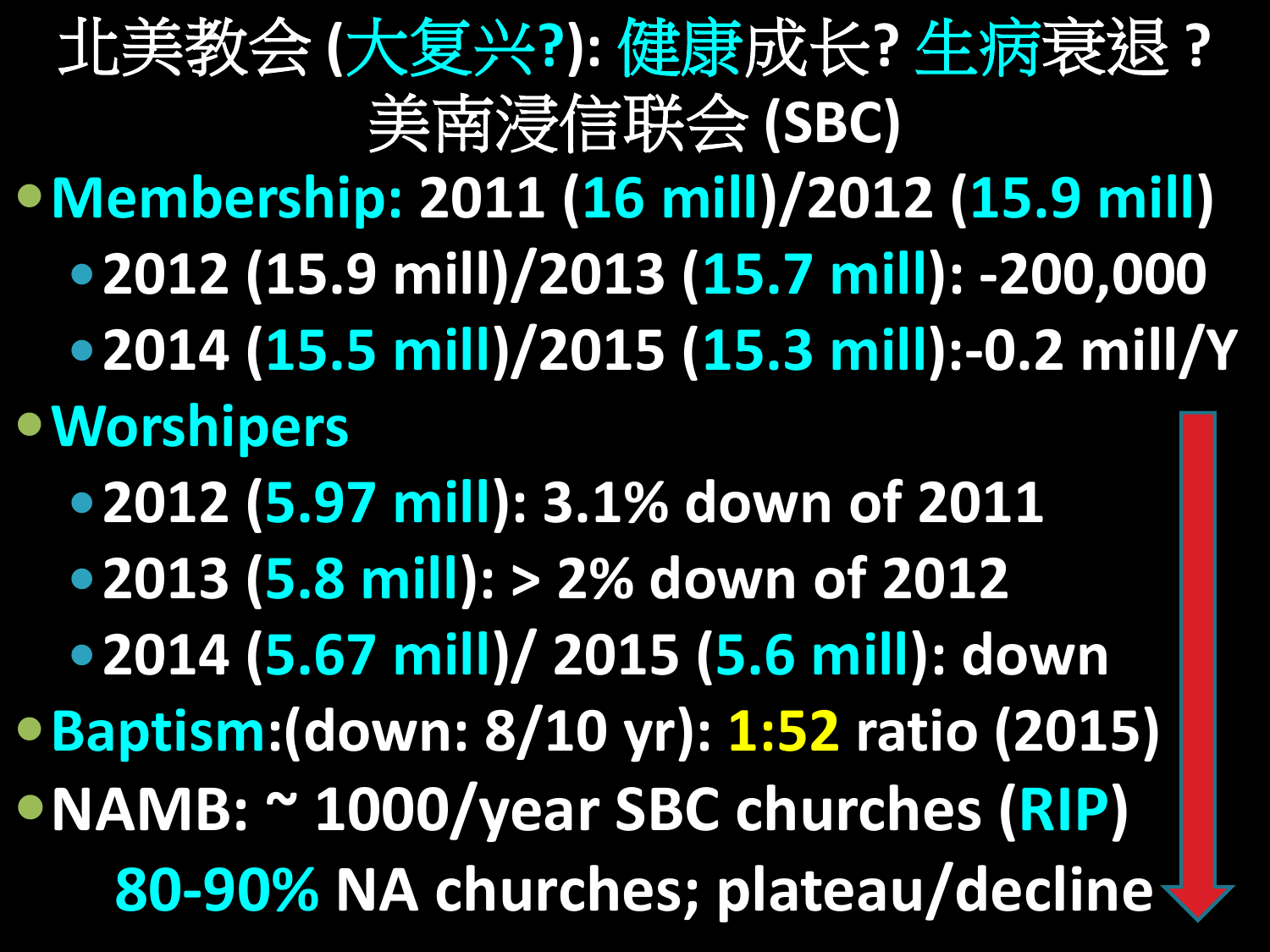# 北美教会 (大复兴?): 健康成长? 生病衰退 ?

## 美南浸信联会 (SBC)

- **Membership:** 2011 (16 mill)/2012 (15.9 mill)
  - 2012 (15.9 mill)/2013 (15.7 mill): -200,000
  - 2014 (15.5 mill)/2015 (15.3 mill):-0.2 mill/Y
- **Worshipers**
  - 2012 (5.97 mill): 3.1% down of 2011
  - 2013 (5.8 mill): > 2% down of 2012
  - 2014 (5.67 mill)/ 2015 (5.6 mill): down
- **Baptism**:(down: 8/10 yr): 1:52 ratio (2015)
- **NAMB**: ~ 1000/year SBC churches (RIP)

  80-90% NA churches; plateau/decline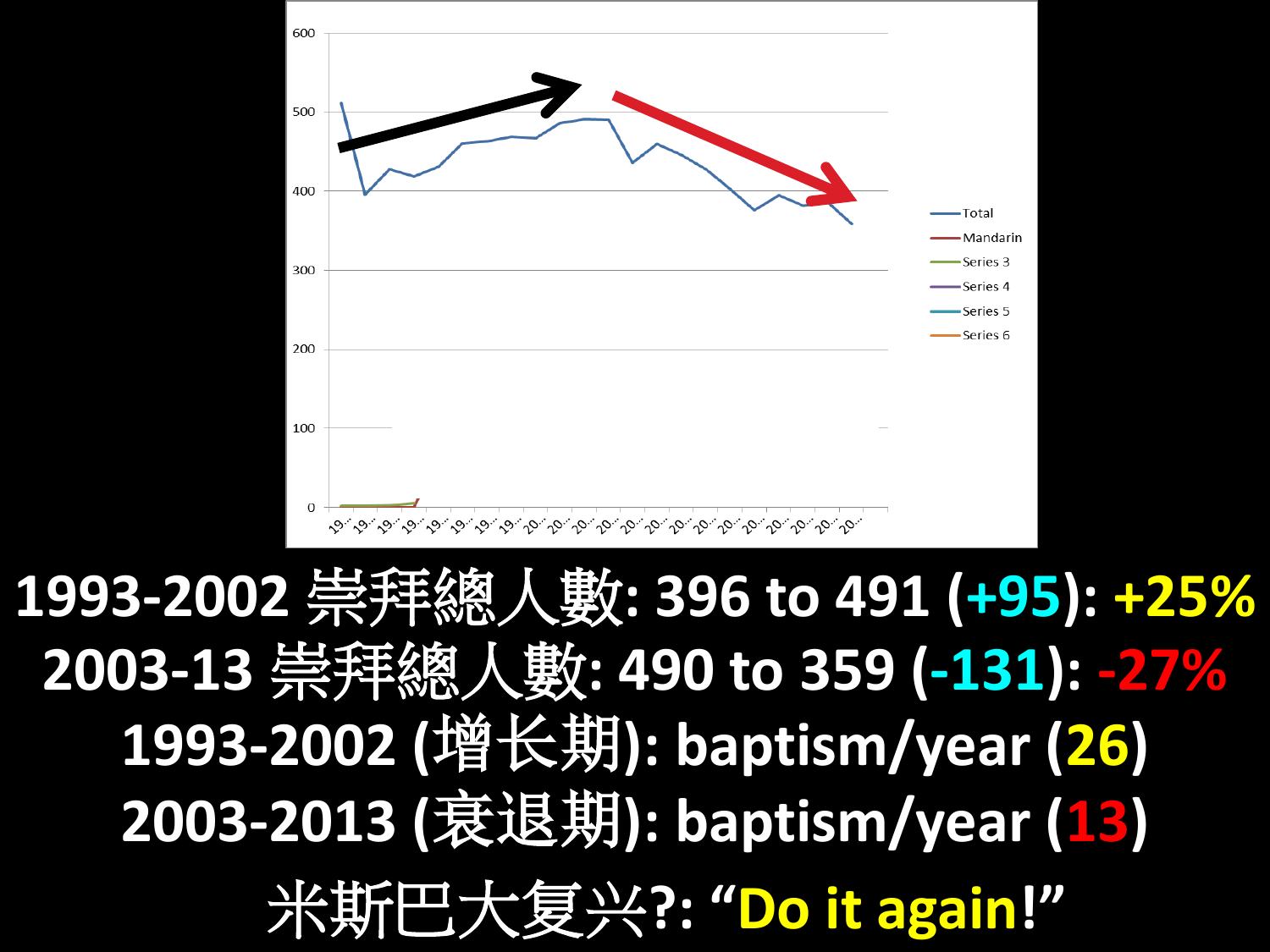1993-2002 崇拜總人數: 396 to 491 (+95): +25%

2003-13 崇拜總人數: 490 to 359 (-131): -27%

1993-2002 (增长期): baptism/year (26)

2003-2013 (衰退期): baptism/year (13)

米斯巴大复兴?: “Do it again!”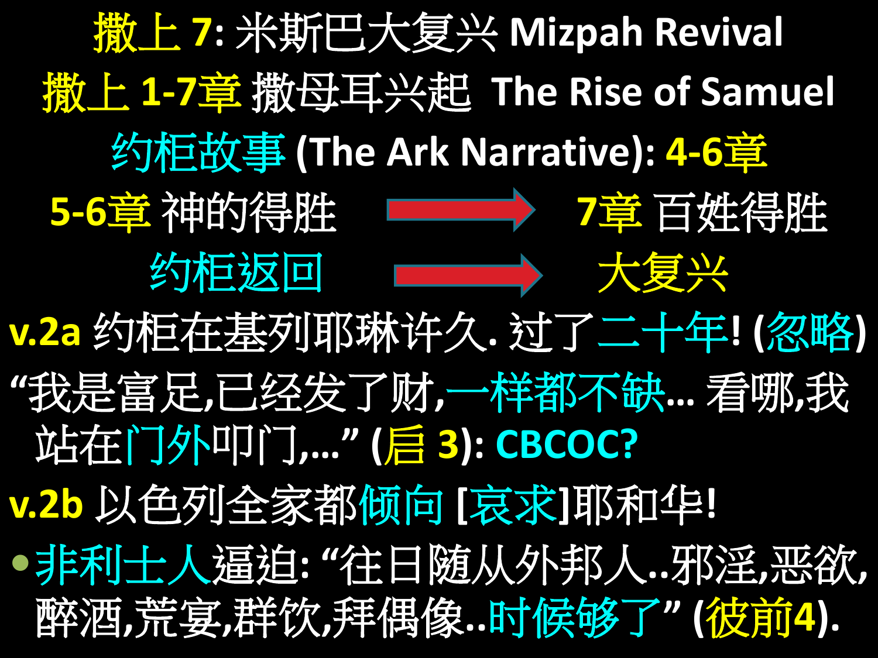# 撒上 7: 米斯巴大复兴 Mizpah Revival

## 撒上 1-7章 撒母耳兴起 The Rise of Samuel

### 约柜故事 (The Ark Narrative): 4-6章

5-6章 神的得胜 → 7章 百姓得胜

约柜返回 → 大复兴

v.2a 约柜在基列耶琳许久. 过了二十年! (忽略)

“我是富足,已经发了财,一样都不缺... 看哪,我站在门外叩门,...” (启 3): CBCOC?

v.2b 以色列全家都倾向 [哀求]耶和华!

- 非利士人逼迫: “往日随从外邦人..邪淫,恶欲,醉酒,荒宴,群饮,拜偶像..时候够了” (彼前4).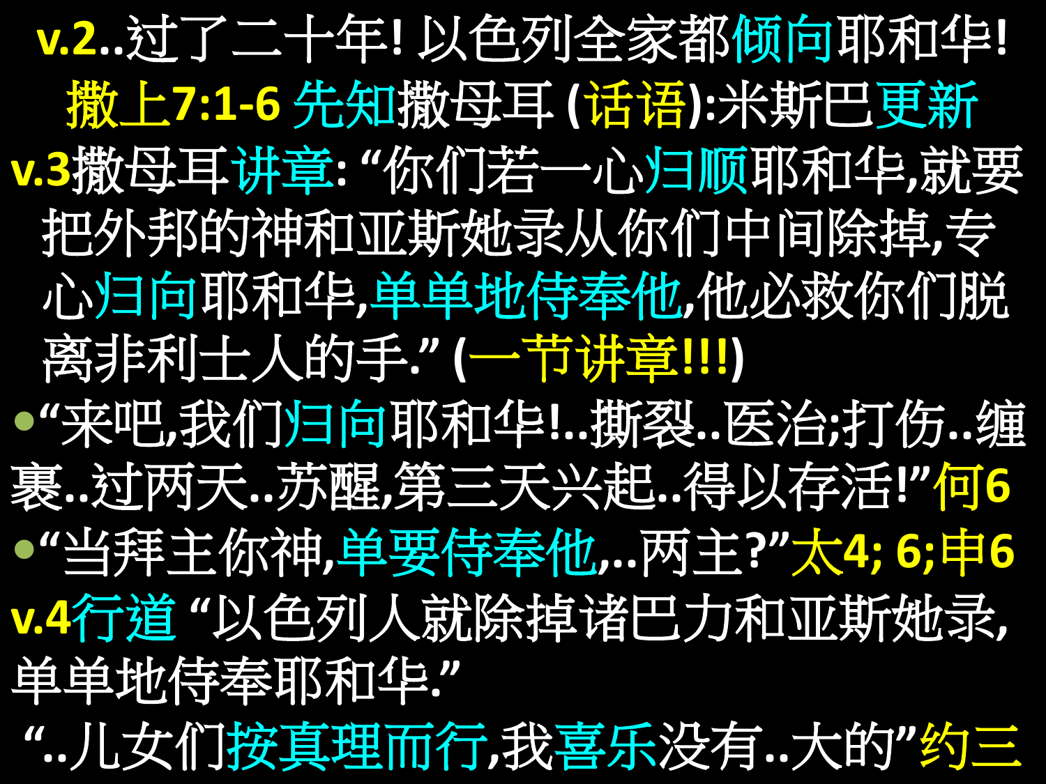v.2..过了二十年! 以色列全家都倾向耶和华!

撒上7:1-6 先知撒母耳 (话语):米斯巴更新

v.3撒母耳讲章: "你们若一心归顺耶和华,就要把外邦的神和亚斯她录从你们中间除掉,专心归向耶和华,单单地侍奉他,他必救你们脱离非利士人的手." (一节讲章!!!)

- "来吧,我们归向耶和华!..撕裂..医治;打伤..缠裹..过两天..苏醒,第三天兴起..得以存活!"何6
- "当拜主你神,单要侍奉他,..两主?"太4; 6;申6

v.4行道 "以色列人就除掉诸巴力和亚斯她录,单单地侍奉耶和华."

"..儿女们按真理而行,我喜乐没有..大的"约三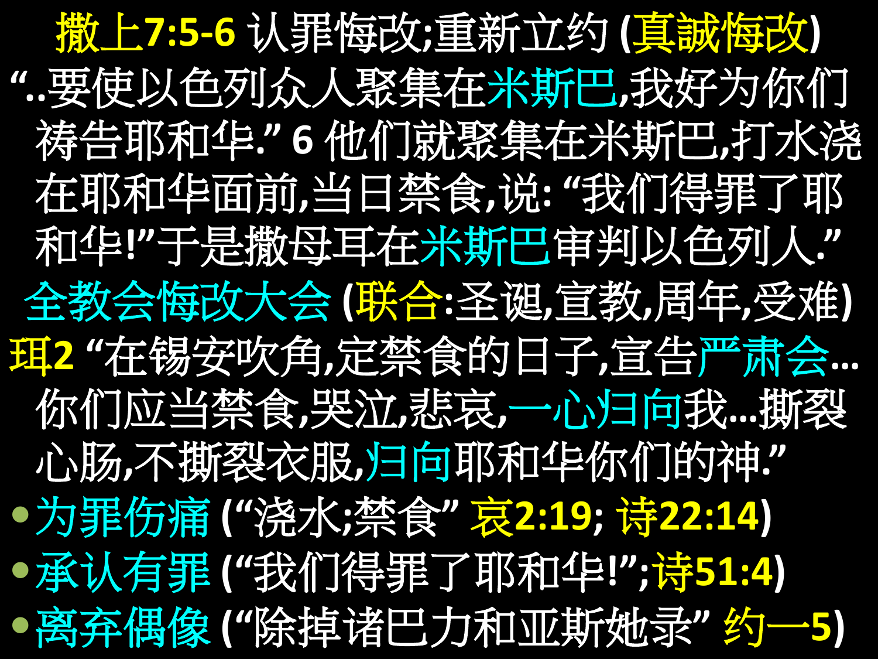# 撒上7:5-6 认罪悔改;重新立约 (真誠悔改)

"..要使以色列众人聚集在米斯巴,我好为你们祷告耶和华." 6 他们就聚集在米斯巴,打水浇在耶和华面前,当日禁食,说: "我们得罪了耶和华!"于是撒母耳在米斯巴审判以色列人."

## 全教会悔改大会 (联合:圣诞,宣教,周年,受难)

珥2 "在锡安吹角,定禁食的日子,宣告严肃会...你们应当禁食,哭泣,悲哀,一心归向我...撕裂心肠,不撕裂衣服,归向耶和华你们的神."

- 为罪伤痛 ("浇水;禁食" 哀2:19; 诗22:14)
- 承认有罪 ("我们得罪了耶和华!";诗51:4)
- 离弃偶像 ("除掉诸巴力和亚斯她录" 约一5)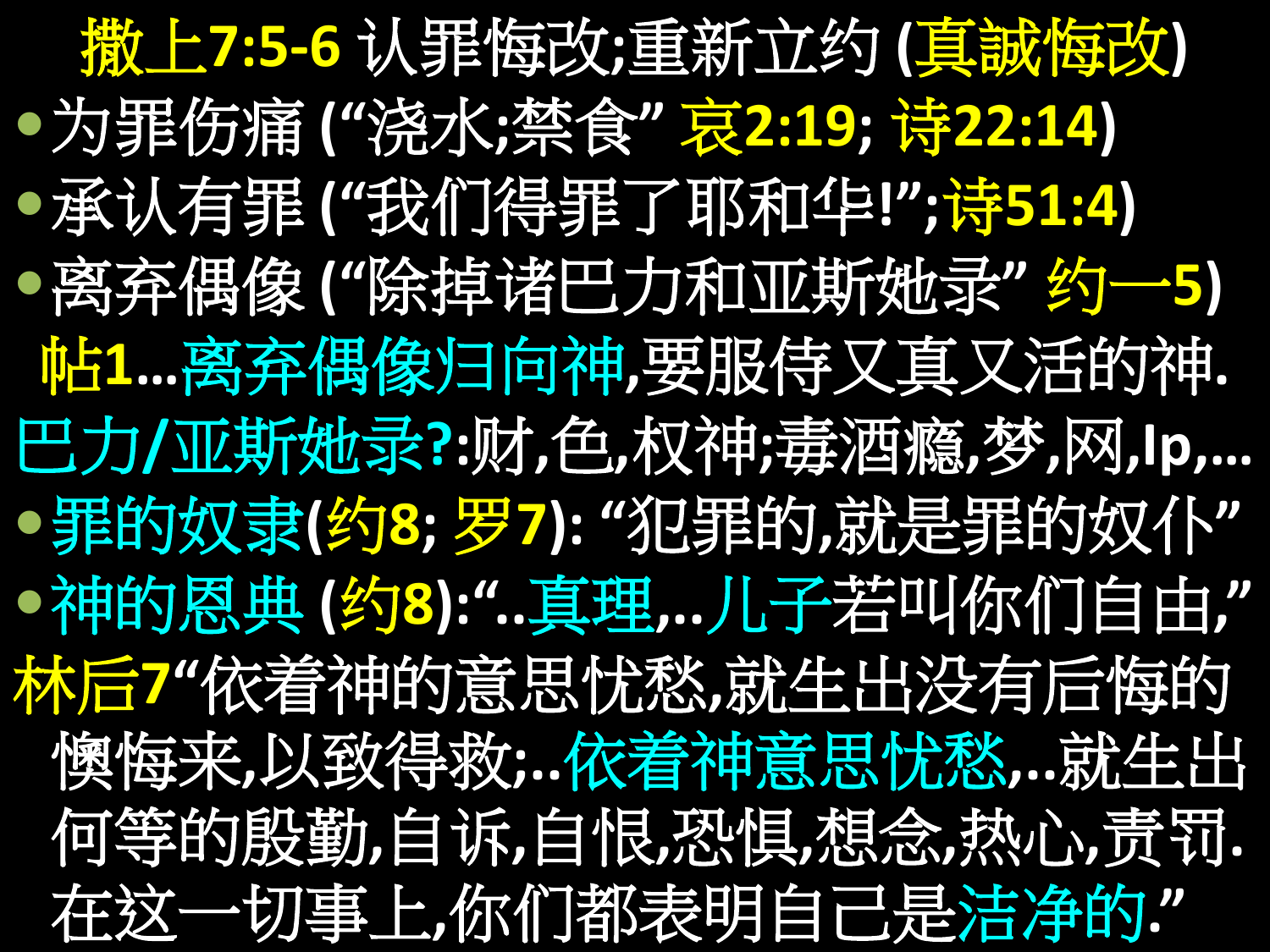# 撒上7:5-6 认罪悔改;重新立约 (真誠悔改)

- 为罪伤痛 (“浇水;禁食” 哀2:19; 诗22:14)
- 承认有罪 (“我们得罪了耶和华!”;诗51:4)
- 离弃偶像 (“除掉诸巴力和亚斯她录” 约一5)

帖1...离弃偶像归向神,要服侍又真又活的神.

巴力/亚斯她录?:财,色,权神;毒酒瘾,梦,网,lp,...

- 罪的奴隶(约8; 罗7): “犯罪的,就是罪的奴仆”
- 神的恩典 (约8):“..真理,...儿子若叫你们自由,”

林后7“依着神的意思忧愁,就生出没有后悔的懊悔来,以致得救;..依着神意思忧愁,..就生出何等的殷勤,自诉,自恨,恐惧,想念,热心,责罚.在这一切事上,你们都表明自己是洁净的.”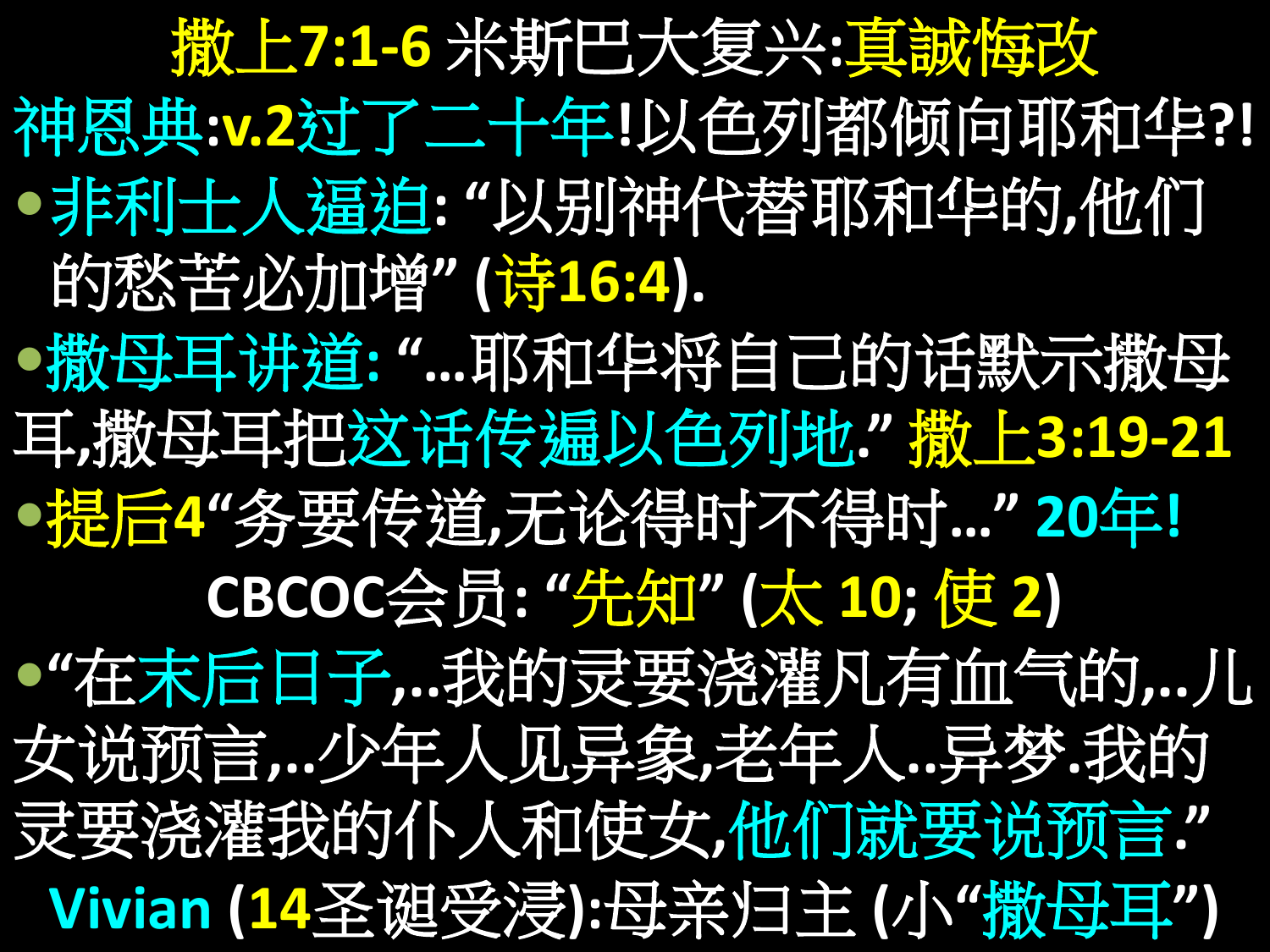# 撒上7:1-6 米斯巴大复兴:真誠悔改

神恩典:v.2过了二十年!以色列都倾向耶和华?!

- 非利士人逼迫: “以别神代替耶和华的,他们的愁苦必加增” (诗16:4).
- 撒母耳讲道: “...耶和华将自己的话默示撒母耳,撒母耳把这话传遍以色列地.” 撒上3:19-21
- 提后4“务要传道,无论得时不得时...” 20年!

CBCOC会员: “先知” (太 10; 使 2)

- “在末后日子,..我的灵要浇灌凡有血气的,..儿女说预言,..少年人见异象,老年人..异梦.我的灵要浇灌我的仆人和使女,他们就要说预言.”

Vivian (14圣诞受浸):母亲归主 (小“撒母耳”)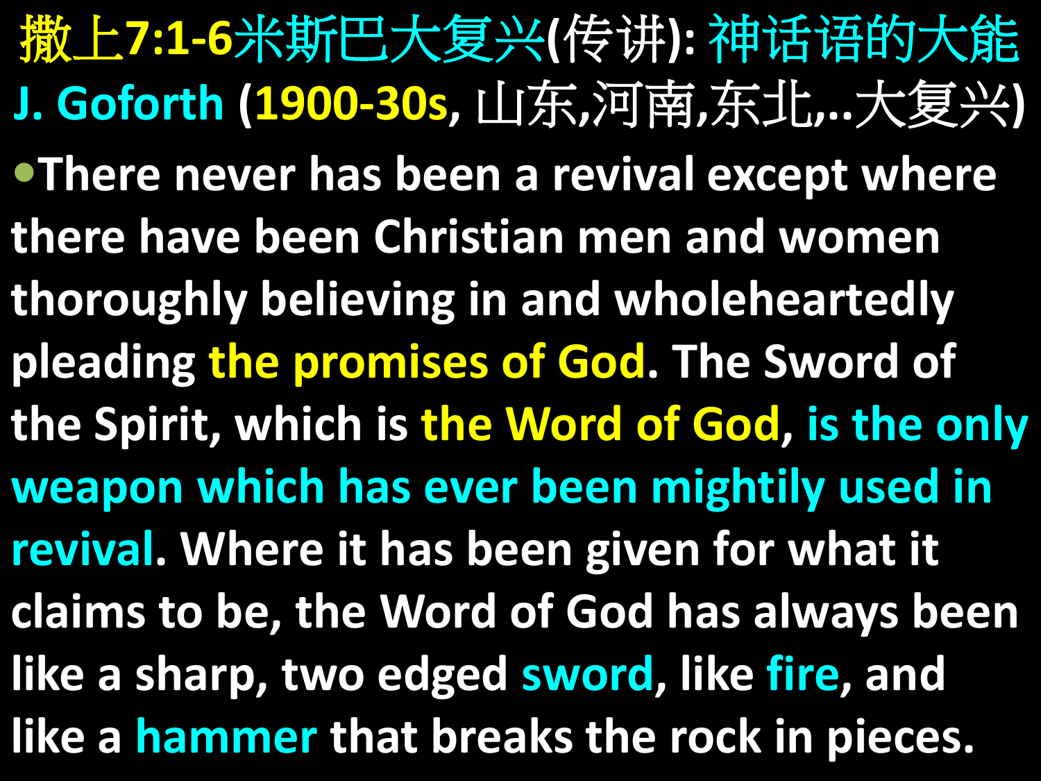# 撒上7:1-6米斯巴大复兴(传讲): 神话语的大能

**J. Goforth (1900-30s, 山东,河南,东北,..大复兴)**

- **There never has been a revival except where there have been Christian men and women thoroughly believing in and wholeheartedly pleading the promises of God. The Sword of the Spirit, which is the Word of God, is the only weapon which has ever been mightily used in revival. Where it has been given for what it claims to be, the Word of God has always been like a sharp, two edged sword, like fire, and like a hammer that breaks the rock in pieces.**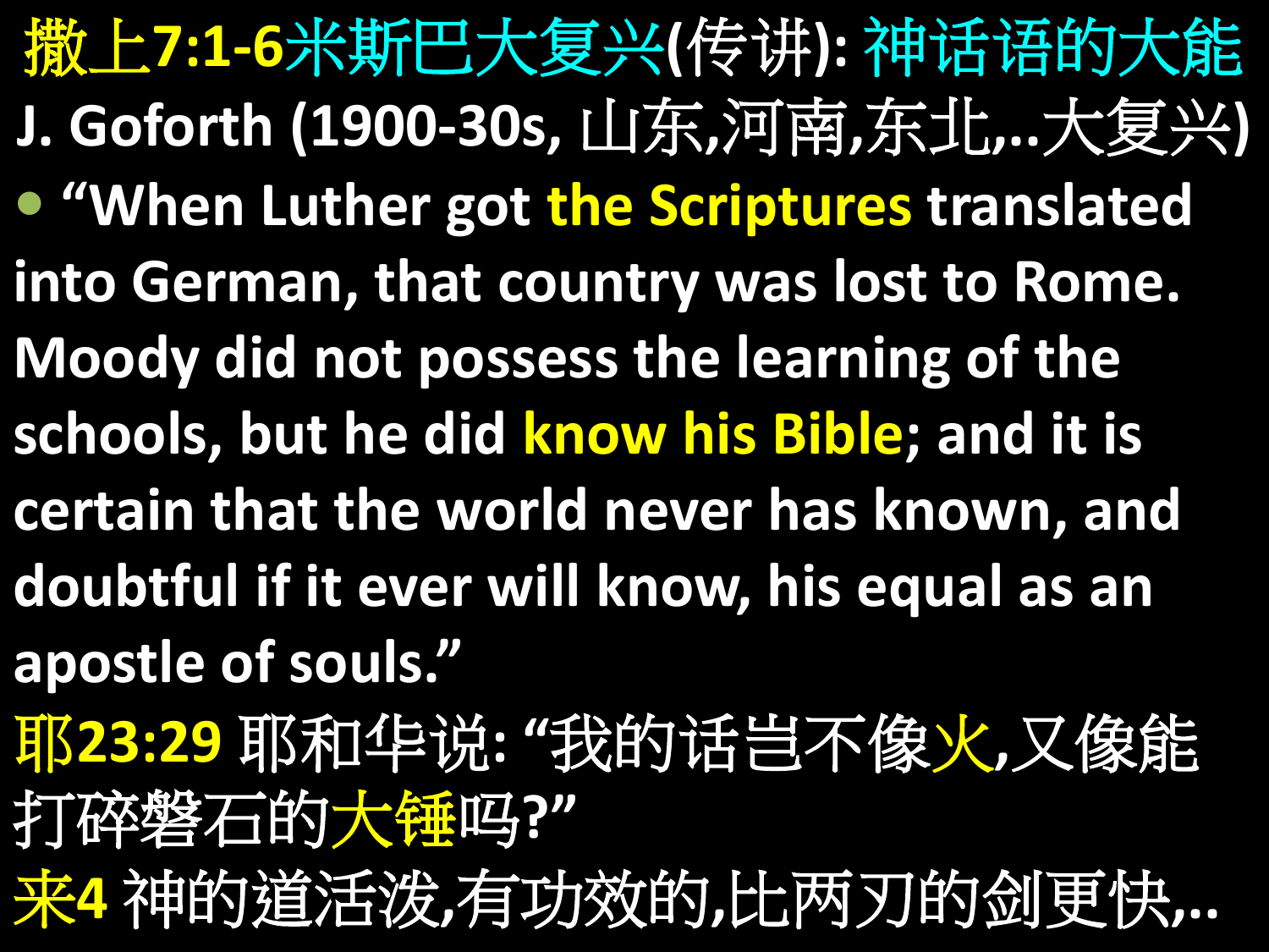# 撒上7:1-6米斯巴大复兴(传讲): 神话语的大能

**J. Goforth (1900-30s, 山东,河南,东北,..大复兴)**

- **"When Luther got the Scriptures translated into German, that country was lost to Rome. Moody did not possess the learning of the schools, but he did know his Bible; and it is certain that the world never has known, and doubtful if it ever will know, his equal as an apostle of souls."**

**耶23:29** 耶和华说: "我的话岂不像火,又像能打碎磐石的大锤吗?"

**来4** 神的道活泼,有功效的,比两刃的剑更快,..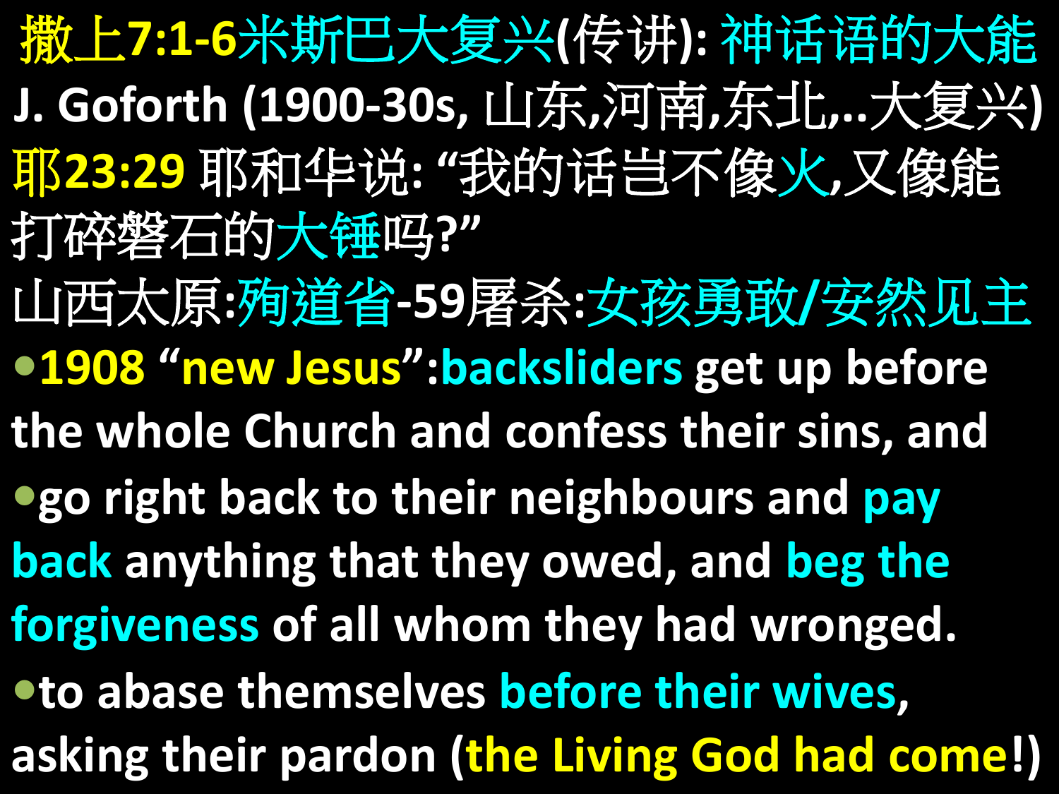# 撒上7:1-6米斯巴大复兴(传讲): 神话语的大能

J. Goforth (1900-30s, 山东,河南,东北,..大复兴)

耶23:29 耶和华说: “我的话岂不像火,又像能打碎磐石的大锤吗?”

山西太原:殉道省-59屠杀:女孩勇敢/安然见主

- 1908 “new Jesus”:backsliders get up before the whole Church and confess their sins, and
- go right back to their neighbours and pay back anything that they owed, and beg the forgiveness of all whom they had wronged.
- to abase themselves before their wives, asking their pardon (the Living God had come!)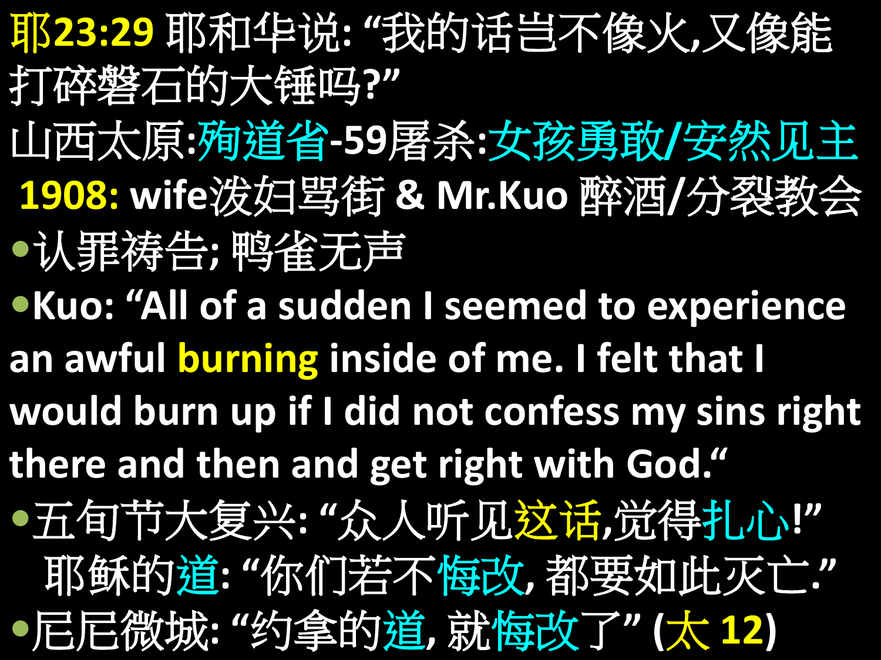耶23:29 耶和华说: “我的话岂不像火,又像能打碎磐石的大锤吗?”

山西太原:殉道省-59屠杀:女孩勇敢/安然见主

1908: wife泼妇骂街 & Mr.Kuo 醉酒/分裂教会

- 认罪祷告; 鸭雀无声
- Kuo: “All of a sudden I seemed to experience an awful burning inside of me. I felt that I would burn up if I did not confess my sins right there and then and get right with God.“
- 五旬节大复兴: “众人听见这话,觉得扎心!”
  耶稣的道: “你们若不悔改, 都要如此灭亡.”
- 尼尼微城: “约拿的道, 就悔改了” (太 12)